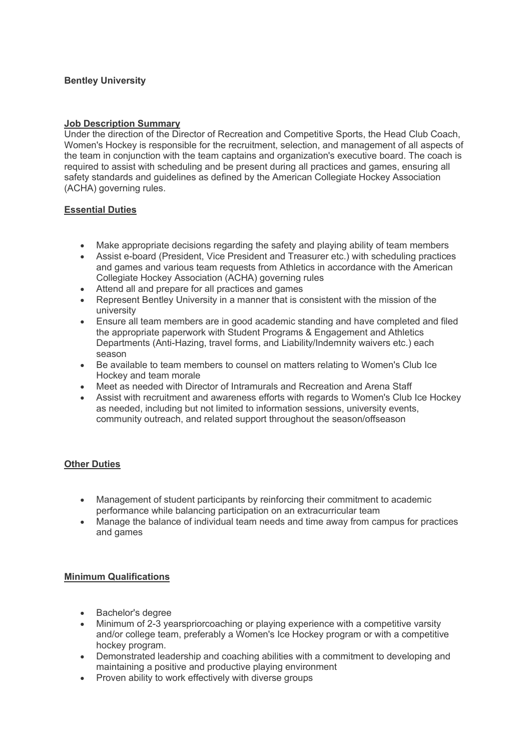**Bentley University**

**Job Description Summary**

Under the direction of the Director of Recreation and Competitive Sports, the Head Club Coach, Women's Hockey is responsible for the recruitment, selection, and management of all aspects of the team in conjunction with the team captains and organization's executive board. The coach is required to assist with scheduling and be present during all practices and games, ensuring all safety standards and guidelines as defined by the American Collegiate Hockey Association (ACHA) governing rules.

**Essential Duties**

- Make appropriate decisions regarding the safety and playing ability of team members
- Assist e-board (President, Vice President and Treasurer etc.) with scheduling practices and games and various team requests from Athletics in accordance with the American Collegiate Hockey Association (ACHA) governing rules
- Attend all and prepare for all practices and games
- Represent Bentley University in a manner that is consistent with the mission of the university
- Ensure all team members are in good academic standing and have completed and filed the appropriate paperwork with Student Programs & Engagement and Athletics Departments (Anti-Hazing, travel forms, and Liability/Indemnity waivers etc.) each season
- Be available to team members to counsel on matters relating to Women's Club Ice Hockey and team morale
- Meet as needed with Director of Intramurals and Recreation and Arena Staff
- Assist with recruitment and awareness efforts with regards to Women's Club Ice Hockey as needed, including but not limited to information sessions, university events, community outreach, and related support throughout the season/offseason

**Other Duties**

- Management of student participants by reinforcing their commitment to academic performance while balancing participation on an extracurricular team
- Manage the balance of individual team needs and time away from campus for practices and games

**Minimum Qualifications**

- Bachelor's degree
- Minimum of 2-3 yearspriorcoaching or playing experience with a competitive varsity and/or college team, preferably a Women's Ice Hockey program or with a competitive hockey program.
- Demonstrated leadership and coaching abilities with a commitment to developing and maintaining a positive and productive playing environment
- Proven ability to work effectively with diverse groups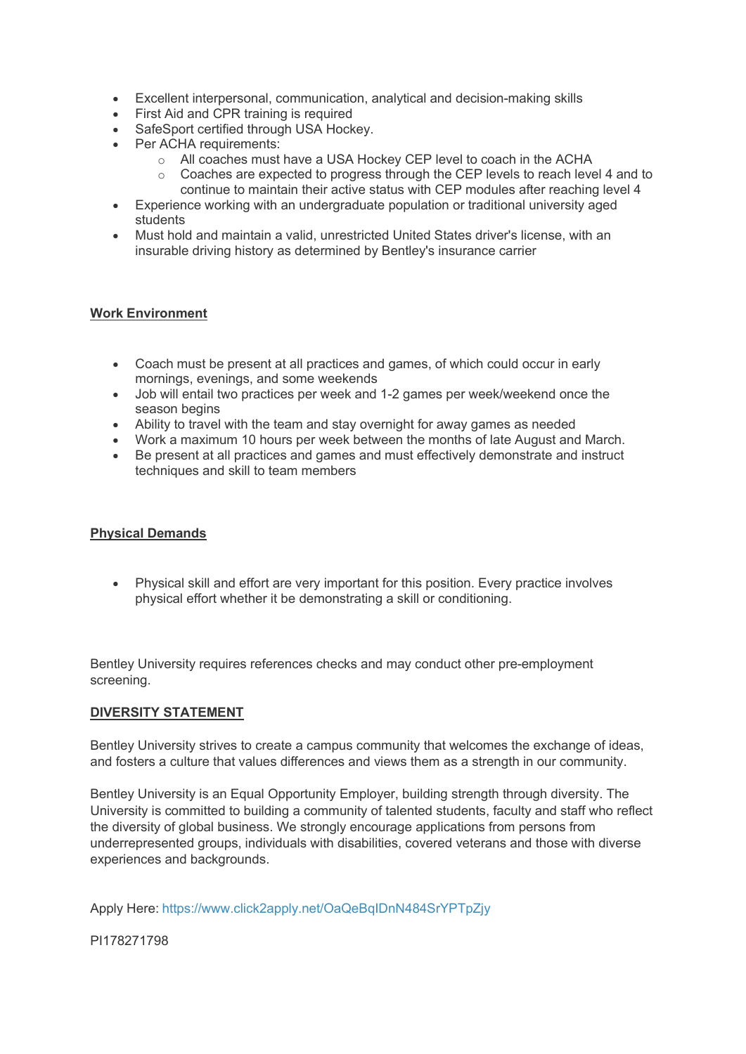- Excellent interpersonal, communication, analytical and decision-making skills
- First Aid and CPR training is required
- SafeSport certified through USA Hockey.
- Per ACHA requirements:
  - All coaches must have a USA Hockey CEP level to coach in the ACHA
  - Coaches are expected to progress through the CEP levels to reach level 4 and to continue to maintain their active status with CEP modules after reaching level 4
- Experience working with an undergraduate population or traditional university aged students
- Must hold and maintain a valid, unrestricted United States driver's license, with an insurable driving history as determined by Bentley's insurance carrier

**<u>Work Environment</u>**

- Coach must be present at all practices and games, of which could occur in early mornings, evenings, and some weekends
- Job will entail two practices per week and 1-2 games per week/weekend once the season begins
- Ability to travel with the team and stay overnight for away games as needed
- Work a maximum 10 hours per week between the months of late August and March.
- Be present at all practices and games and must effectively demonstrate and instruct techniques and skill to team members

**<u>Physical Demands</u>**

- Physical skill and effort are very important for this position. Every practice involves physical effort whether it be demonstrating a skill or conditioning.

Bentley University requires references checks and may conduct other pre-employment screening.

**<u>DIVERSITY STATEMENT</u>**

Bentley University strives to create a campus community that welcomes the exchange of ideas, and fosters a culture that values differences and views them as a strength in our community.

Bentley University is an Equal Opportunity Employer, building strength through diversity. The University is committed to building a community of talented students, faculty and staff who reflect the diversity of global business. We strongly encourage applications from persons from underrepresented groups, individuals with disabilities, covered veterans and those with diverse experiences and backgrounds.

Apply Here: https://www.click2apply.net/OaQeBqIDnN484SrYPTpZjy

PI178271798